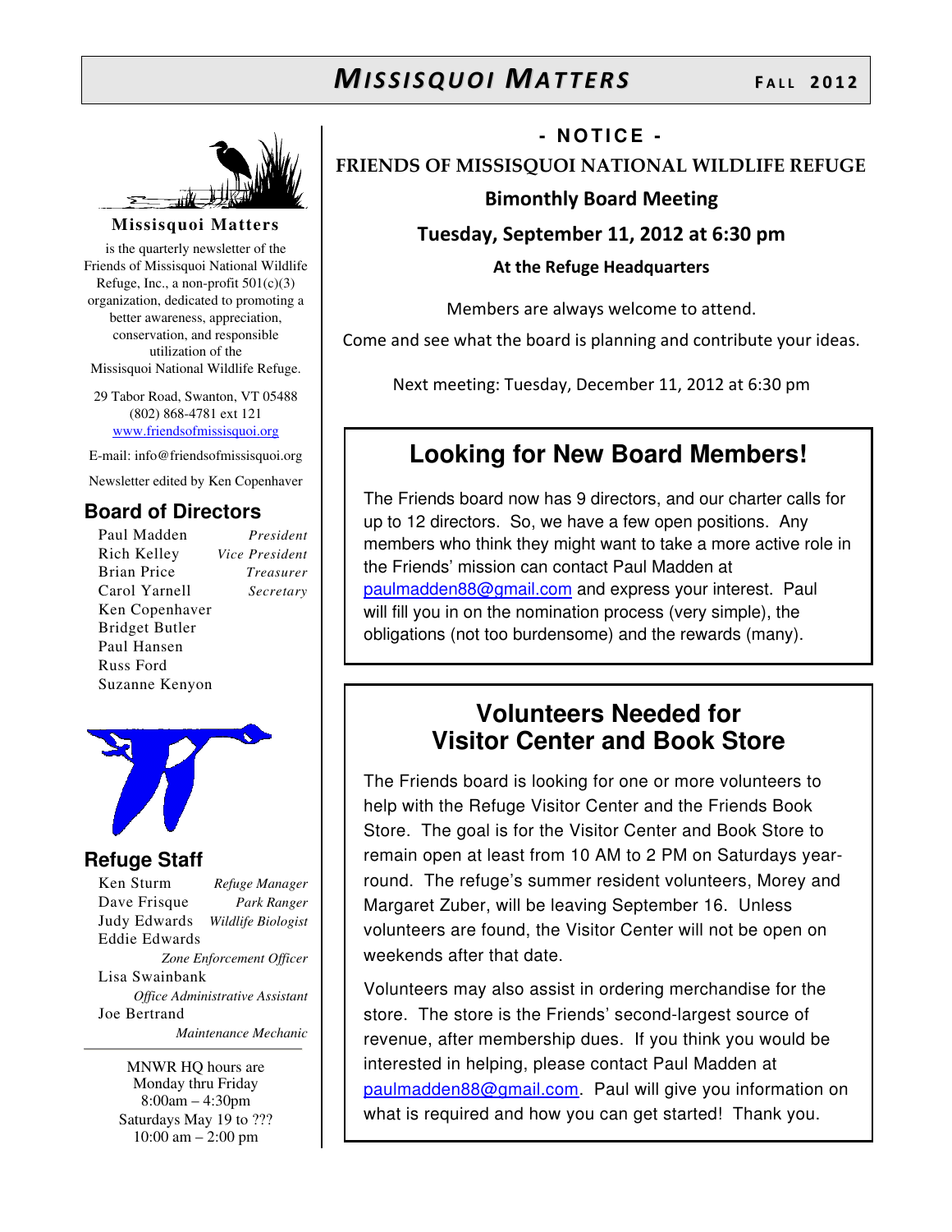# MISSISQUOI MATTERS

FALL 2012

**Missisquoi Matters**

is the quarterly newsletter of the Friends of Missisquoi National Wildlife Refuge, Inc., a non-profit 501(c)(3) organization, dedicated to promoting a better awareness, appreciation, conservation, and responsible utilization of the Missisquoi National Wildlife Refuge.

29 Tabor Road, Swanton, VT 05488
(802) 868-4781 ext 121
www.friendsofmissisquoi.org

E-mail: info@friendsofmissisquoi.org

Newsletter edited by Ken Copenhaver

## Board of Directors

| | |
|---|---|
| Paul Madden | *President* |
| Rich Kelley | *Vice President* |
| Brian Price | *Treasurer* |
| Carol Yarnell | *Secretary* |
| Ken Copenhaver | |
| Bridget Butler | |
| Paul Hansen | |
| Russ Ford | |
| Suzanne Kenyon | |

## Refuge Staff

| | |
|---|---|
| Ken Sturm | *Refuge Manager* |
| Dave Frisque | *Park Ranger* |
| Judy Edwards | *Wildlife Biologist* |
| Eddie Edwards | *Zone Enforcement Officer* |
| Lisa Swainbank | *Office Administrative Assistant* |
| Joe Bertrand | *Maintenance Mechanic* |

MNWR HQ hours are
Monday thru Friday
8:00am – 4:30pm
Saturdays May 19 to ???
10:00 am – 2:00 pm

**- NOTICE -**

**FRIENDS OF MISSISQUOI NATIONAL WILDLIFE REFUGE**

**Bimonthly Board Meeting**

**Tuesday, September 11, 2012 at 6:30 pm**

**At the Refuge Headquarters**

Members are always welcome to attend.

Come and see what the board is planning and contribute your ideas.

Next meeting: Tuesday, December 11, 2012 at 6:30 pm

## Looking for New Board Members!

The Friends board now has 9 directors, and our charter calls for up to 12 directors. So, we have a few open positions. Any members who think they might want to take a more active role in the Friends' mission can contact Paul Madden at paulmadden88@gmail.com and express your interest. Paul will fill you in on the nomination process (very simple), the obligations (not too burdensome) and the rewards (many).

## Volunteers Needed for Visitor Center and Book Store

The Friends board is looking for one or more volunteers to help with the Refuge Visitor Center and the Friends Book Store. The goal is for the Visitor Center and Book Store to remain open at least from 10 AM to 2 PM on Saturdays year-round. The refuge's summer resident volunteers, Morey and Margaret Zuber, will be leaving September 16. Unless volunteers are found, the Visitor Center will not be open on weekends after that date.

Volunteers may also assist in ordering merchandise for the store. The store is the Friends' second-largest source of revenue, after membership dues. If you think you would be interested in helping, please contact Paul Madden at paulmadden88@gmail.com. Paul will give you information on what is required and how you can get started! Thank you.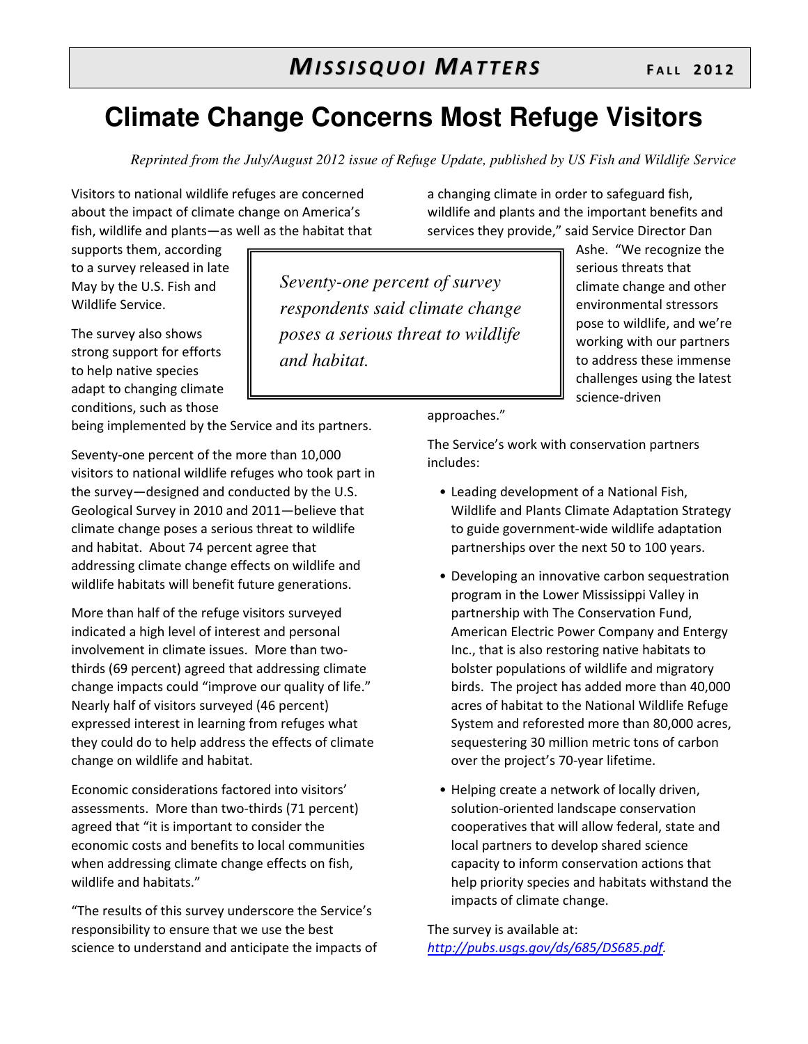# Climate Change Concerns Most Refuge Visitors

*Reprinted from the July/August 2012 issue of Refuge Update, published by US Fish and Wildlife Service*

Visitors to national wildlife refuges are concerned about the impact of climate change on America's fish, wildlife and plants—as well as the habitat that supports them, according to a survey released in late May by the U.S. Fish and Wildlife Service.

> *Seventy-one percent of survey respondents said climate change poses a serious threat to wildlife and habitat.*

The survey also shows strong support for efforts to help native species adapt to changing climate conditions, such as those being implemented by the Service and its partners.

Seventy-one percent of the more than 10,000 visitors to national wildlife refuges who took part in the survey—designed and conducted by the U.S. Geological Survey in 2010 and 2011—believe that climate change poses a serious threat to wildlife and habitat. About 74 percent agree that addressing climate change effects on wildlife and wildlife habitats will benefit future generations.

More than half of the refuge visitors surveyed indicated a high level of interest and personal involvement in climate issues. More than two-thirds (69 percent) agreed that addressing climate change impacts could "improve our quality of life." Nearly half of visitors surveyed (46 percent) expressed interest in learning from refuges what they could do to help address the effects of climate change on wildlife and habitat.

Economic considerations factored into visitors' assessments. More than two-thirds (71 percent) agreed that "it is important to consider the economic costs and benefits to local communities when addressing climate change effects on fish, wildlife and habitats."

"The results of this survey underscore the Service's responsibility to ensure that we use the best science to understand and anticipate the impacts of a changing climate in order to safeguard fish, wildlife and plants and the important benefits and services they provide," said Service Director Dan Ashe. "We recognize the serious threats that climate change and other environmental stressors pose to wildlife, and we're working with our partners to address these immense challenges using the latest science-driven approaches."

The Service's work with conservation partners includes:

- Leading development of a National Fish, Wildlife and Plants Climate Adaptation Strategy to guide government-wide wildlife adaptation partnerships over the next 50 to 100 years.
- Developing an innovative carbon sequestration program in the Lower Mississippi Valley in partnership with The Conservation Fund, American Electric Power Company and Entergy Inc., that is also restoring native habitats to bolster populations of wildlife and migratory birds. The project has added more than 40,000 acres of habitat to the National Wildlife Refuge System and reforested more than 80,000 acres, sequestering 30 million metric tons of carbon over the project's 70-year lifetime.
- Helping create a network of locally driven, solution-oriented landscape conservation cooperatives that will allow federal, state and local partners to develop shared science capacity to inform conservation actions that help priority species and habitats withstand the impacts of climate change.

The survey is available at: [http://pubs.usgs.gov/ds/685/DS685.pdf](http://pubs.usgs.gov/ds/685/DS685.pdf).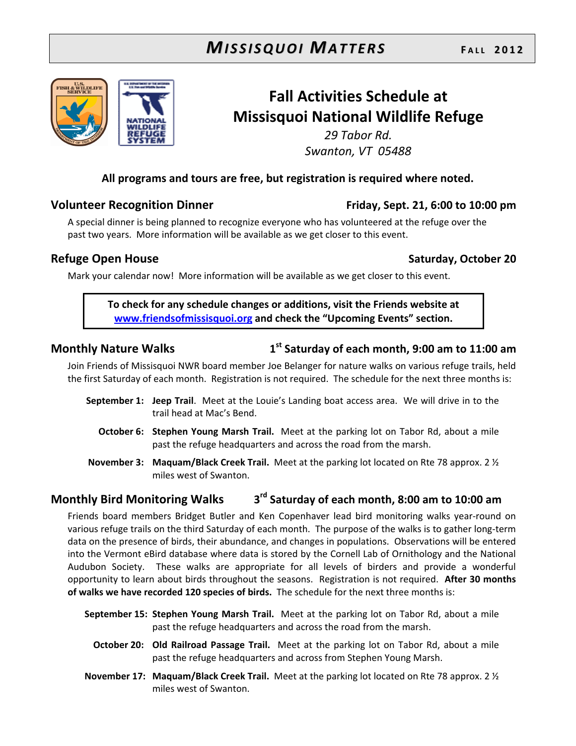# Fall Activities Schedule at Missisquoi National Wildlife Refuge

*29 Tabor Rd.*
*Swanton, VT 05488*

**All programs and tours are free, but registration is required where noted.**

## Volunteer Recognition Dinner — Friday, Sept. 21, 6:00 to 10:00 pm

A special dinner is being planned to recognize everyone who has volunteered at the refuge over the past two years. More information will be available as we get closer to this event.

## Refuge Open House — Saturday, October 20

Mark your calendar now! More information will be available as we get closer to this event.

**To check for any schedule changes or additions, visit the Friends website at www.friendsofmissisquoi.org and check the "Upcoming Events" section.**

## Monthly Nature Walks — 1st Saturday of each month, 9:00 am to 11:00 am

Join Friends of Missisquoi NWR board member Joe Belanger for nature walks on various refuge trails, held the first Saturday of each month. Registration is not required. The schedule for the next three months is:

- **September 1:** **Jeep Trail**. Meet at the Louie's Landing boat access area. We will drive in to the trail head at Mac's Bend.
- **October 6:** **Stephen Young Marsh Trail.** Meet at the parking lot on Tabor Rd, about a mile past the refuge headquarters and across the road from the marsh.
- **November 3:** **Maquam/Black Creek Trail.** Meet at the parking lot located on Rte 78 approx. 2 ½ miles west of Swanton.

## Monthly Bird Monitoring Walks — 3rd Saturday of each month, 8:00 am to 10:00 am

Friends board members Bridget Butler and Ken Copenhaver lead bird monitoring walks year-round on various refuge trails on the third Saturday of each month. The purpose of the walks is to gather long-term data on the presence of birds, their abundance, and changes in populations. Observations will be entered into the Vermont eBird database where data is stored by the Cornell Lab of Ornithology and the National Audubon Society. These walks are appropriate for all levels of birders and provide a wonderful opportunity to learn about birds throughout the seasons. Registration is not required. **After 30 months of walks we have recorded 120 species of birds.** The schedule for the next three months is:

- **September 15:** **Stephen Young Marsh Trail.** Meet at the parking lot on Tabor Rd, about a mile past the refuge headquarters and across the road from the marsh.
- **October 20:** **Old Railroad Passage Trail.** Meet at the parking lot on Tabor Rd, about a mile past the refuge headquarters and across from Stephen Young Marsh.
- **November 17:** **Maquam/Black Creek Trail.** Meet at the parking lot located on Rte 78 approx. 2 ½ miles west of Swanton.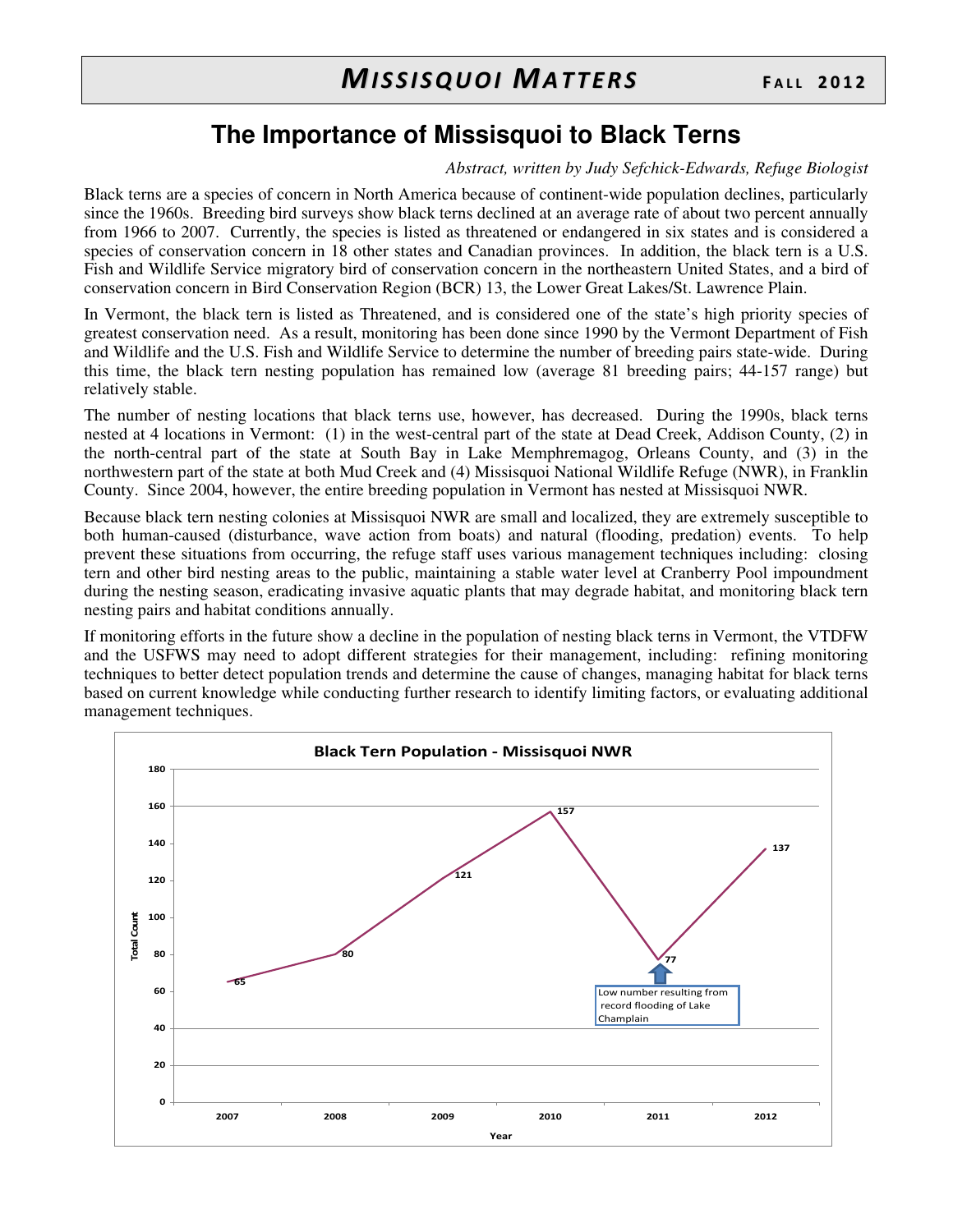# The Importance of Missisquoi to Black Terns

*Abstract, written by Judy Sefchick-Edwards, Refuge Biologist*

Black terns are a species of concern in North America because of continent-wide population declines, particularly since the 1960s. Breeding bird surveys show black terns declined at an average rate of about two percent annually from 1966 to 2007. Currently, the species is listed as threatened or endangered in six states and is considered a species of conservation concern in 18 other states and Canadian provinces. In addition, the black tern is a U.S. Fish and Wildlife Service migratory bird of conservation concern in the northeastern United States, and a bird of conservation concern in Bird Conservation Region (BCR) 13, the Lower Great Lakes/St. Lawrence Plain.

In Vermont, the black tern is listed as Threatened, and is considered one of the state's high priority species of greatest conservation need. As a result, monitoring has been done since 1990 by the Vermont Department of Fish and Wildlife and the U.S. Fish and Wildlife Service to determine the number of breeding pairs state-wide. During this time, the black tern nesting population has remained low (average 81 breeding pairs; 44-157 range) but relatively stable.

The number of nesting locations that black terns use, however, has decreased. During the 1990s, black terns nested at 4 locations in Vermont: (1) in the west-central part of the state at Dead Creek, Addison County, (2) in the north-central part of the state at South Bay in Lake Memphremagog, Orleans County, and (3) in the northwestern part of the state at both Mud Creek and (4) Missisquoi National Wildlife Refuge (NWR), in Franklin County. Since 2004, however, the entire breeding population in Vermont has nested at Missisquoi NWR.

Because black tern nesting colonies at Missisquoi NWR are small and localized, they are extremely susceptible to both human-caused (disturbance, wave action from boats) and natural (flooding, predation) events. To help prevent these situations from occurring, the refuge staff uses various management techniques including: closing tern and other bird nesting areas to the public, maintaining a stable water level at Cranberry Pool impoundment during the nesting season, eradicating invasive aquatic plants that may degrade habitat, and monitoring black tern nesting pairs and habitat conditions annually.

If monitoring efforts in the future show a decline in the population of nesting black terns in Vermont, the VTDFW and the USFWS may need to adopt different strategies for their management, including: refining monitoring techniques to better detect population trends and determine the cause of changes, managing habitat for black terns based on current knowledge while conducting further research to identify limiting factors, or evaluating additional management techniques.

**Black Tern Population - Missisquoi NWR**

| Year | Total Count |
|---|---|
| 2007 | 65 |
| 2008 | 80 |
| 2009 | 121 |
| 2010 | 157 |
| 2011 | 77 |
| 2012 | 137 |

Low number resulting from record flooding of Lake Champlain (2011)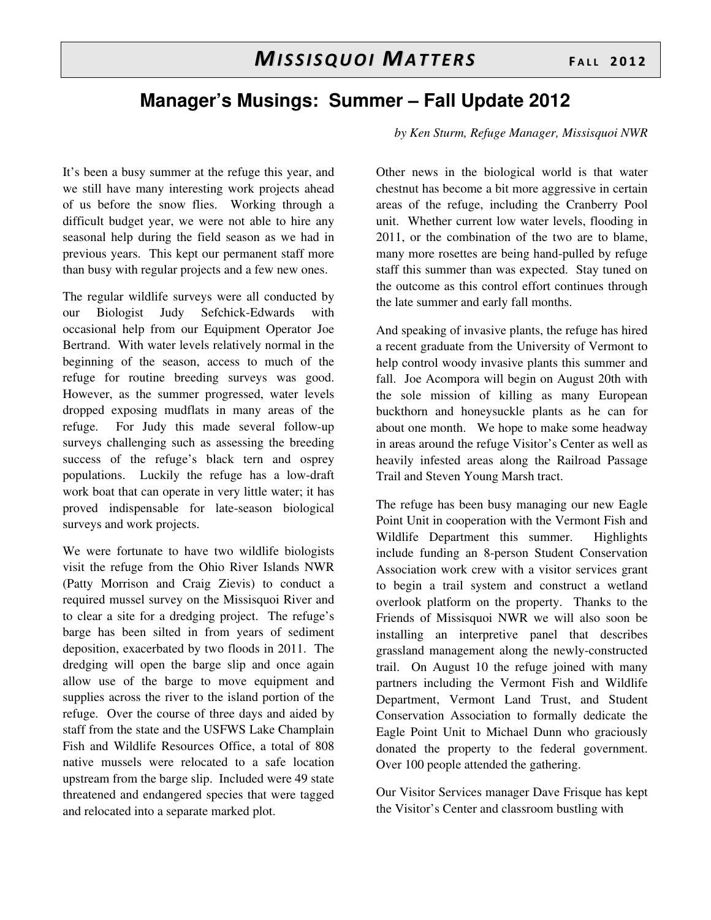## Manager's Musings: Summer – Fall Update 2012

*by Ken Sturm, Refuge Manager, Missisquoi NWR*

It's been a busy summer at the refuge this year, and we still have many interesting work projects ahead of us before the snow flies. Working through a difficult budget year, we were not able to hire any seasonal help during the field season as we had in previous years. This kept our permanent staff more than busy with regular projects and a few new ones.

The regular wildlife surveys were all conducted by our Biologist Judy Sefchick-Edwards with occasional help from our Equipment Operator Joe Bertrand. With water levels relatively normal in the beginning of the season, access to much of the refuge for routine breeding surveys was good. However, as the summer progressed, water levels dropped exposing mudflats in many areas of the refuge. For Judy this made several follow-up surveys challenging such as assessing the breeding success of the refuge's black tern and osprey populations. Luckily the refuge has a low-draft work boat that can operate in very little water; it has proved indispensable for late-season biological surveys and work projects.

We were fortunate to have two wildlife biologists visit the refuge from the Ohio River Islands NWR (Patty Morrison and Craig Zievis) to conduct a required mussel survey on the Missisquoi River and to clear a site for a dredging project. The refuge's barge has been silted in from years of sediment deposition, exacerbated by two floods in 2011. The dredging will open the barge slip and once again allow use of the barge to move equipment and supplies across the river to the island portion of the refuge. Over the course of three days and aided by staff from the state and the USFWS Lake Champlain Fish and Wildlife Resources Office, a total of 808 native mussels were relocated to a safe location upstream from the barge slip. Included were 49 state threatened and endangered species that were tagged and relocated into a separate marked plot.

Other news in the biological world is that water chestnut has become a bit more aggressive in certain areas of the refuge, including the Cranberry Pool unit. Whether current low water levels, flooding in 2011, or the combination of the two are to blame, many more rosettes are being hand-pulled by refuge staff this summer than was expected. Stay tuned on the outcome as this control effort continues through the late summer and early fall months.

And speaking of invasive plants, the refuge has hired a recent graduate from the University of Vermont to help control woody invasive plants this summer and fall. Joe Acompora will begin on August 20th with the sole mission of killing as many European buckthorn and honeysuckle plants as he can for about one month. We hope to make some headway in areas around the refuge Visitor's Center as well as heavily infested areas along the Railroad Passage Trail and Steven Young Marsh tract.

The refuge has been busy managing our new Eagle Point Unit in cooperation with the Vermont Fish and Wildlife Department this summer. Highlights include funding an 8-person Student Conservation Association work crew with a visitor services grant to begin a trail system and construct a wetland overlook platform on the property. Thanks to the Friends of Missisquoi NWR we will also soon be installing an interpretive panel that describes grassland management along the newly-constructed trail. On August 10 the refuge joined with many partners including the Vermont Fish and Wildlife Department, Vermont Land Trust, and Student Conservation Association to formally dedicate the Eagle Point Unit to Michael Dunn who graciously donated the property to the federal government. Over 100 people attended the gathering.

Our Visitor Services manager Dave Frisque has kept the Visitor's Center and classroom bustling with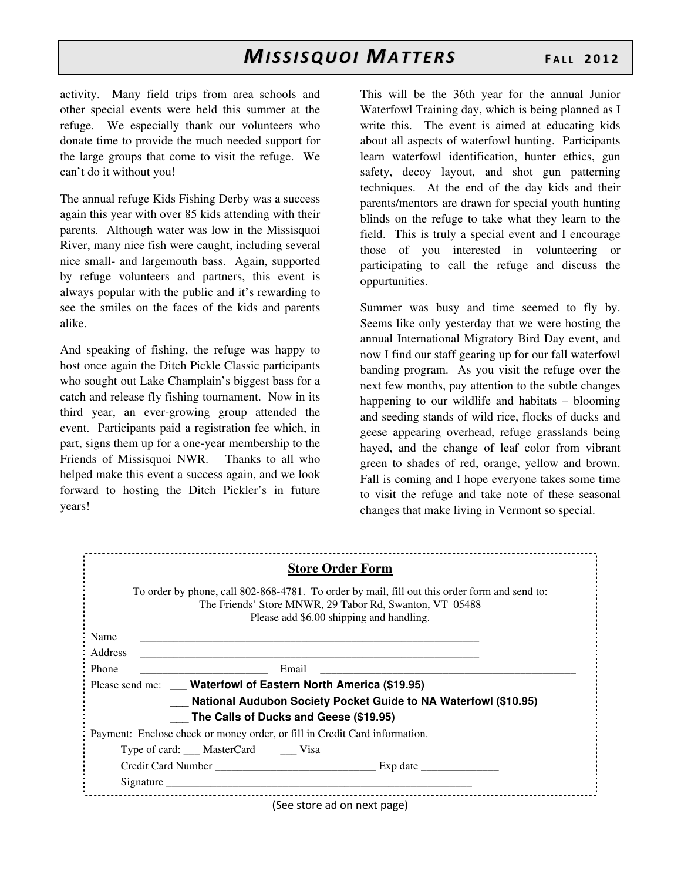activity. Many field trips from area schools and other special events were held this summer at the refuge. We especially thank our volunteers who donate time to provide the much needed support for the large groups that come to visit the refuge. We can't do it without you!

The annual refuge Kids Fishing Derby was a success again this year with over 85 kids attending with their parents. Although water was low in the Missisquoi River, many nice fish were caught, including several nice small- and largemouth bass. Again, supported by refuge volunteers and partners, this event is always popular with the public and it's rewarding to see the smiles on the faces of the kids and parents alike.

And speaking of fishing, the refuge was happy to host once again the Ditch Pickle Classic participants who sought out Lake Champlain's biggest bass for a catch and release fly fishing tournament. Now in its third year, an ever-growing group attended the event. Participants paid a registration fee which, in part, signs them up for a one-year membership to the Friends of Missisquoi NWR. Thanks to all who helped make this event a success again, and we look forward to hosting the Ditch Pickler's in future years!

This will be the 36th year for the annual Junior Waterfowl Training day, which is being planned as I write this. The event is aimed at educating kids about all aspects of waterfowl hunting. Participants learn waterfowl identification, hunter ethics, gun safety, decoy layout, and shot gun patterning techniques. At the end of the day kids and their parents/mentors are drawn for special youth hunting blinds on the refuge to take what they learn to the field. This is truly a special event and I encourage those of you interested in volunteering or participating to call the refuge and discuss the oppurtunities.

Summer was busy and time seemed to fly by. Seems like only yesterday that we were hosting the annual International Migratory Bird Day event, and now I find our staff gearing up for our fall waterfowl banding program. As you visit the refuge over the next few months, pay attention to the subtle changes happening to our wildlife and habitats – blooming and seeding stands of wild rice, flocks of ducks and geese appearing overhead, refuge grasslands being hayed, and the change of leaf color from vibrant green to shades of red, orange, yellow and brown. Fall is coming and I hope everyone takes some time to visit the refuge and take note of these seasonal changes that make living in Vermont so special.

## Store Order Form

To order by phone, call 802-868-4781. To order by mail, fill out this order form and send to:
The Friends' Store MNWR, 29 Tabor Rd, Swanton, VT 05488
Please add $6.00 shipping and handling.

Name ______________________________________________

Address ______________________________________________

Phone ____________________ Email ______________________________

Please send me: ___ **Waterfowl of Eastern North America ($19.95)**

___ **National Audubon Society Pocket Guide to NA Waterfowl ($10.95)**

___ **The Calls of Ducks and Geese ($19.95)**

Payment: Enclose check or money order, or fill in Credit Card information.

Type of card: ___ MasterCard ___ Visa

Credit Card Number __________________________ Exp date ____________

Signature ______________________________________________

(See store ad on next page)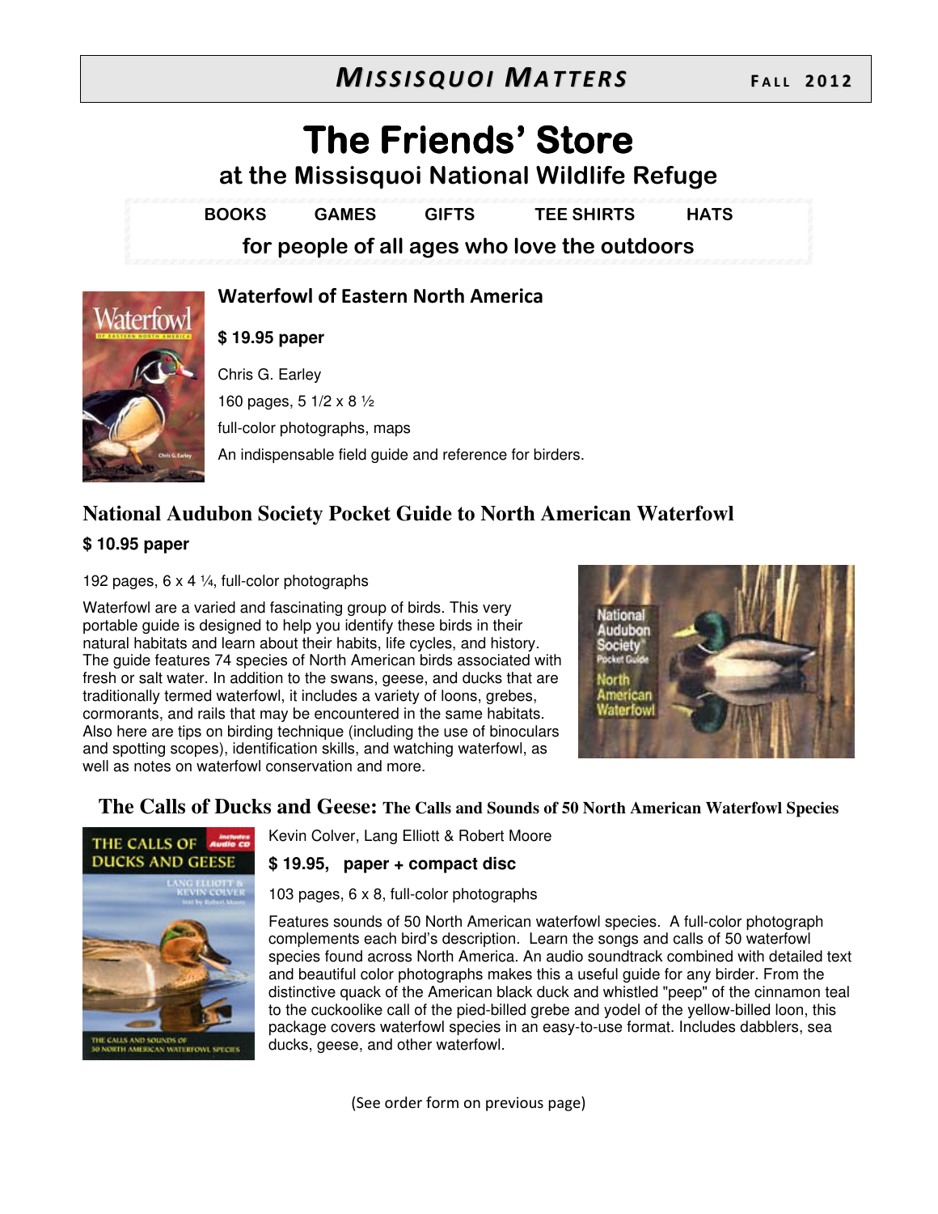# The Friends' Store

## at the Missisquoi National Wildlife Refuge

**BOOKS GAMES GIFTS TEE SHIRTS HATS**

**for people of all ages who love the outdoors**

### Waterfowl of Eastern North America

**$ 19.95 paper**

Chris G. Earley

160 pages, 5 1/2 x 8 ½

full-color photographs, maps

An indispensable field guide and reference for birders.

### National Audubon Society Pocket Guide to North American Waterfowl

**$ 10.95 paper**

192 pages, 6 x 4 ¼, full-color photographs

Waterfowl are a varied and fascinating group of birds. This very portable guide is designed to help you identify these birds in their natural habitats and learn about their habits, life cycles, and history. The guide features 74 species of North American birds associated with fresh or salt water. In addition to the swans, geese, and ducks that are traditionally termed waterfowl, it includes a variety of loons, grebes, cormorants, and rails that may be encountered in the same habitats. Also here are tips on birding technique (including the use of binoculars and spotting scopes), identification skills, and watching waterfowl, as well as notes on waterfowl conservation and more.

### The Calls of Ducks and Geese: The Calls and Sounds of 50 North American Waterfowl Species

Kevin Colver, Lang Elliott & Robert Moore

**$ 19.95, paper + compact disc**

103 pages, 6 x 8, full-color photographs

Features sounds of 50 North American waterfowl species. A full-color photograph complements each bird's description. Learn the songs and calls of 50 waterfowl species found across North America. An audio soundtrack combined with detailed text and beautiful color photographs makes this a useful guide for any birder. From the distinctive quack of the American black duck and whistled "peep" of the cinnamon teal to the cuckoolike call of the pied-billed grebe and yodel of the yellow-billed loon, this package covers waterfowl species in an easy-to-use format. Includes dabblers, sea ducks, geese, and other waterfowl.

(See order form on previous page)